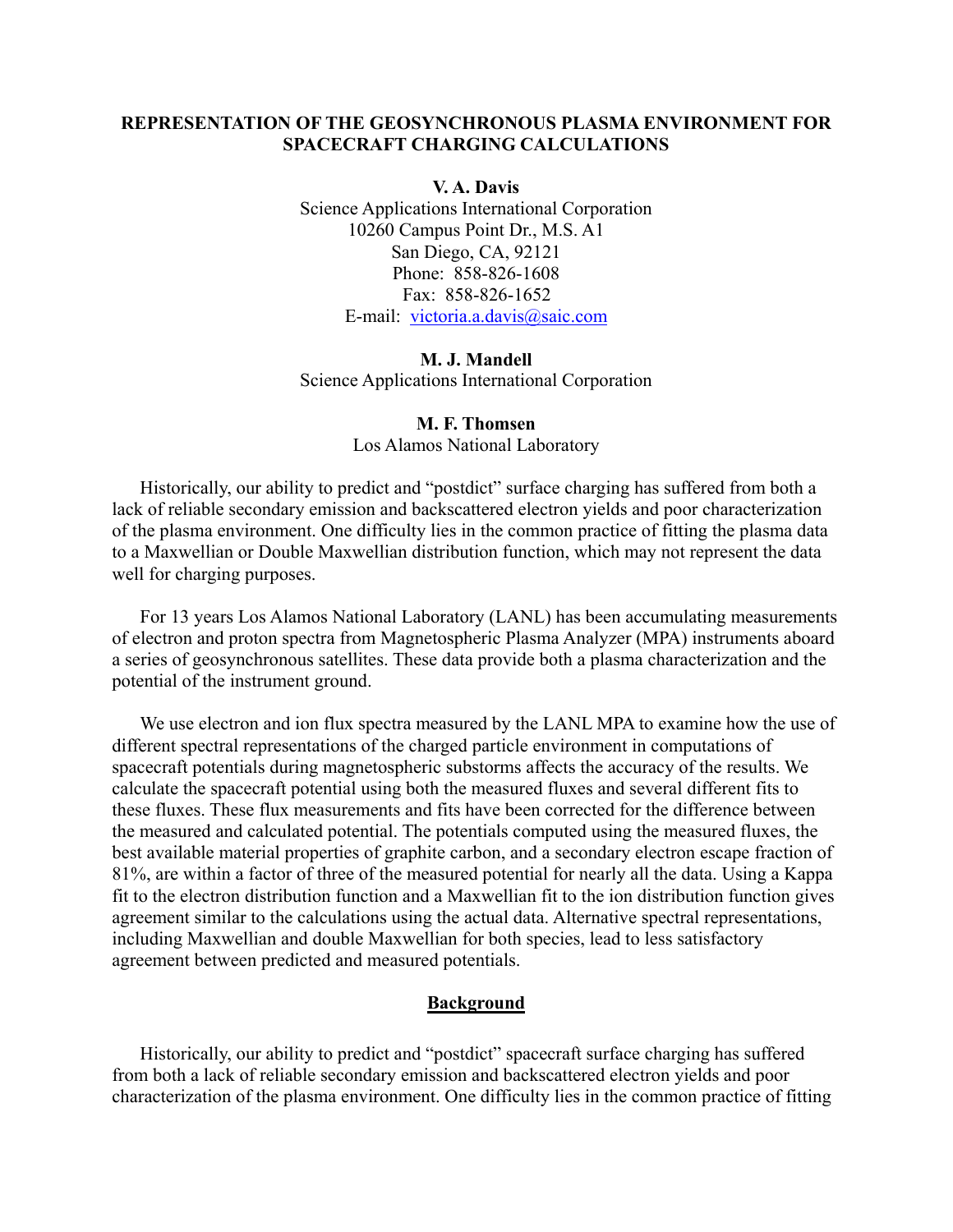# REPRESENTATION OF THE GEOSYNCHRONOUS PLASMA ENVIRONMENT FOR SPACECRAFT CHARGING CALCULATIONS

**V. A. Davis**
Science Applications International Corporation
10260 Campus Point Dr., M.S. A1
San Diego, CA, 92121
Phone: 858-826-1608
Fax: 858-826-1652
E-mail: victoria.a.davis@saic.com

**M. J. Mandell**
Science Applications International Corporation

**M. F. Thomsen**
Los Alamos National Laboratory

Historically, our ability to predict and "postdict" surface charging has suffered from both a lack of reliable secondary emission and backscattered electron yields and poor characterization of the plasma environment. One difficulty lies in the common practice of fitting the plasma data to a Maxwellian or Double Maxwellian distribution function, which may not represent the data well for charging purposes.

For 13 years Los Alamos National Laboratory (LANL) has been accumulating measurements of electron and proton spectra from Magnetospheric Plasma Analyzer (MPA) instruments aboard a series of geosynchronous satellites. These data provide both a plasma characterization and the potential of the instrument ground.

We use electron and ion flux spectra measured by the LANL MPA to examine how the use of different spectral representations of the charged particle environment in computations of spacecraft potentials during magnetospheric substorms affects the accuracy of the results. We calculate the spacecraft potential using both the measured fluxes and several different fits to these fluxes. These flux measurements and fits have been corrected for the difference between the measured and calculated potential. The potentials computed using the measured fluxes, the best available material properties of graphite carbon, and a secondary electron escape fraction of 81%, are within a factor of three of the measured potential for nearly all the data. Using a Kappa fit to the electron distribution function and a Maxwellian fit to the ion distribution function gives agreement similar to the calculations using the actual data. Alternative spectral representations, including Maxwellian and double Maxwellian for both species, lead to less satisfactory agreement between predicted and measured potentials.

## Background

Historically, our ability to predict and "postdict" spacecraft surface charging has suffered from both a lack of reliable secondary emission and backscattered electron yields and poor characterization of the plasma environment. One difficulty lies in the common practice of fitting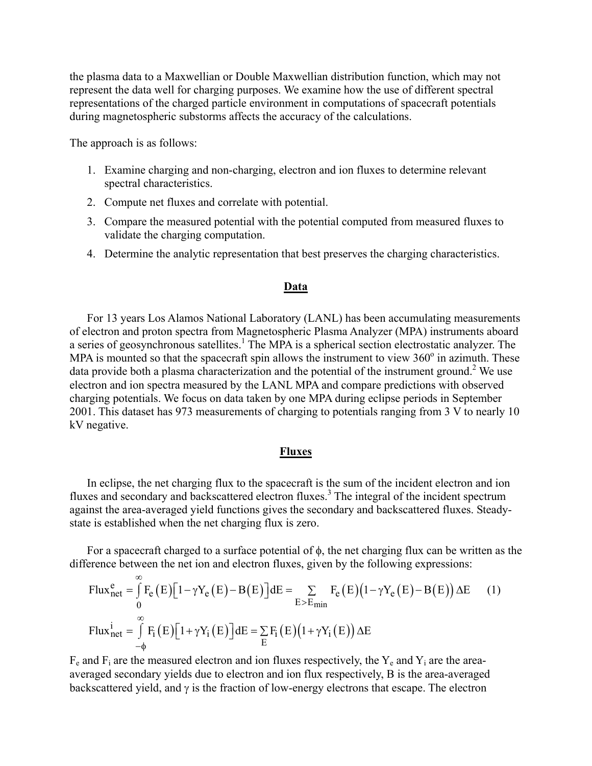the plasma data to a Maxwellian or Double Maxwellian distribution function, which may not represent the data well for charging purposes. We examine how the use of different spectral representations of the charged particle environment in computations of spacecraft potentials during magnetospheric substorms affects the accuracy of the calculations.

The approach is as follows:

1. Examine charging and non-charging, electron and ion fluxes to determine relevant spectral characteristics.
2. Compute net fluxes and correlate with potential.
3. Compare the measured potential with the potential computed from measured fluxes to validate the charging computation.
4. Determine the analytic representation that best preserves the charging characteristics.

## Data

For 13 years Los Alamos National Laboratory (LANL) has been accumulating measurements of electron and proton spectra from Magnetospheric Plasma Analyzer (MPA) instruments aboard a series of geosynchronous satellites.[1] The MPA is a spherical section electrostatic analyzer. The MPA is mounted so that the spacecraft spin allows the instrument to view 360$^o$ in azimuth. These data provide both a plasma characterization and the potential of the instrument ground.[2] We use electron and ion spectra measured by the LANL MPA and compare predictions with observed charging potentials. We focus on data taken by one MPA during eclipse periods in September 2001. This dataset has 973 measurements of charging to potentials ranging from 3 V to nearly 10 kV negative.

## Fluxes

In eclipse, the net charging flux to the spacecraft is the sum of the incident electron and ion fluxes and secondary and backscattered electron fluxes.[3] The integral of the incident spectrum against the area-averaged yield functions gives the secondary and backscattered fluxes. Steady-state is established when the net charging flux is zero.

For a spacecraft charged to a surface potential of $\phi$, the net charging flux can be written as the difference between the net ion and electron fluxes, given by the following expressions:

$$\mathrm{Flux}_{\mathrm{net}}^{\mathrm{e}} = \int_{0}^{\infty} F_e(E)\left[1-\gamma Y_e(E)-B(E)\right]dE = \sum_{E>E_{min}} F_e(E)\left(1-\gamma Y_e(E)-B(E)\right)\Delta E \quad (1)$$

$$\mathrm{Flux}_{\mathrm{net}}^{\mathrm{i}} = \int_{-\phi}^{\infty} F_i(E)\left[1+\gamma Y_i(E)\right]dE = \sum_{E} F_i(E)\left(1+\gamma Y_i(E)\right)\Delta E$$

$F_e$ and $F_i$ are the measured electron and ion fluxes respectively, the $Y_e$ and $Y_i$ are the area-averaged secondary yields due to electron and ion flux respectively, B is the area-averaged backscattered yield, and $\gamma$ is the fraction of low-energy electrons that escape. The electron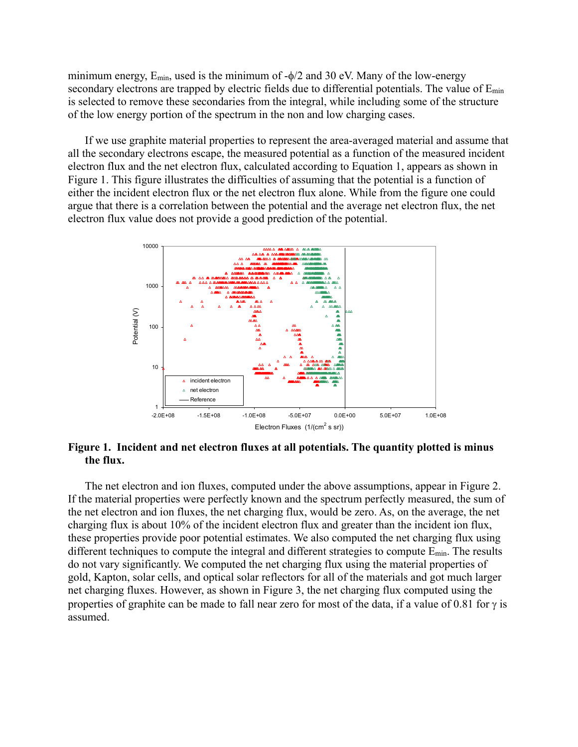minimum energy, $E_{min}$, used is the minimum of $-\phi/2$ and 30 eV. Many of the low-energy secondary electrons are trapped by electric fields due to differential potentials. The value of $E_{min}$ is selected to remove these secondaries from the integral, while including some of the structure of the low energy portion of the spectrum in the non and low charging cases.

If we use graphite material properties to represent the area-averaged material and assume that all the secondary electrons escape, the measured potential as a function of the measured incident electron flux and the net electron flux, calculated according to Equation 1, appears as shown in Figure 1. This figure illustrates the difficulties of assuming that the potential is a function of either the incident electron flux or the net electron flux alone. While from the figure one could argue that there is a correlation between the potential and the average net electron flux, the net electron flux value does not provide a good prediction of the potential.

10000
1000
100
10
1
Potential (V)
-2.0E+08
-1.5E+08
-1.0E+08
-5.0E+07
0.0E+00
5.0E+07
1.0E+08
Electron Fluxes (1/(cm$^2$ s sr))
incident electron
net electron
Reference

**Figure 1. Incident and net electron fluxes at all potentials. The quantity plotted is minus the flux.**

The net electron and ion fluxes, computed under the above assumptions, appear in Figure 2. If the material properties were perfectly known and the spectrum perfectly measured, the sum of the net electron and ion fluxes, the net charging flux, would be zero. As, on the average, the net charging flux is about 10% of the incident electron flux and greater than the incident ion flux, these properties provide poor potential estimates. We also computed the net charging flux using different techniques to compute the integral and different strategies to compute $E_{min}$. The results do not vary significantly. We computed the net charging flux using the material properties of gold, Kapton, solar cells, and optical solar reflectors for all of the materials and got much larger net charging fluxes. However, as shown in Figure 3, the net charging flux computed using the properties of graphite can be made to fall near zero for most of the data, if a value of 0.81 for $\gamma$ is assumed.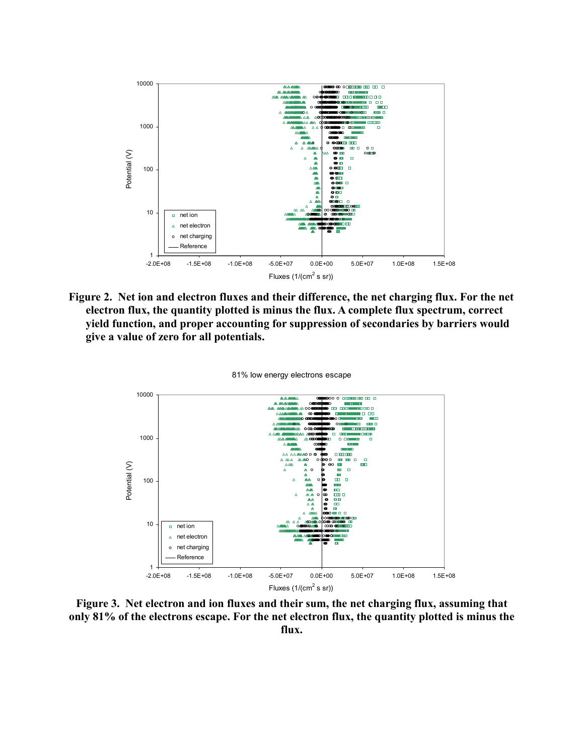10000

1000

100

10

1

Potential (V)

-2.0E+08 -1.5E+08 -1.0E+08 -5.0E+07 0.0E+00 5.0E+07 1.0E+08 1.5E+08

Fluxes (1/(cm$^2$ s sr))

net ion

net electron

net charging

Reference

**Figure 2. Net ion and electron fluxes and their difference, the net charging flux. For the net electron flux, the quantity plotted is minus the flux. A complete flux spectrum, correct yield function, and proper accounting for suppression of secondaries by barriers would give a value of zero for all potentials.**

81% low energy electrons escape

10000

1000

100

10

1

Potential (V)

-2.0E+08 -1.5E+08 -1.0E+08 -5.0E+07 0.0E+00 5.0E+07 1.0E+08 1.5E+08

Fluxes (1/(cm$^2$ s sr))

net ion

net electron

net charging

Reference

**Figure 3. Net electron and ion fluxes and their sum, the net charging flux, assuming that only 81% of the electrons escape. For the net electron flux, the quantity plotted is minus the flux.**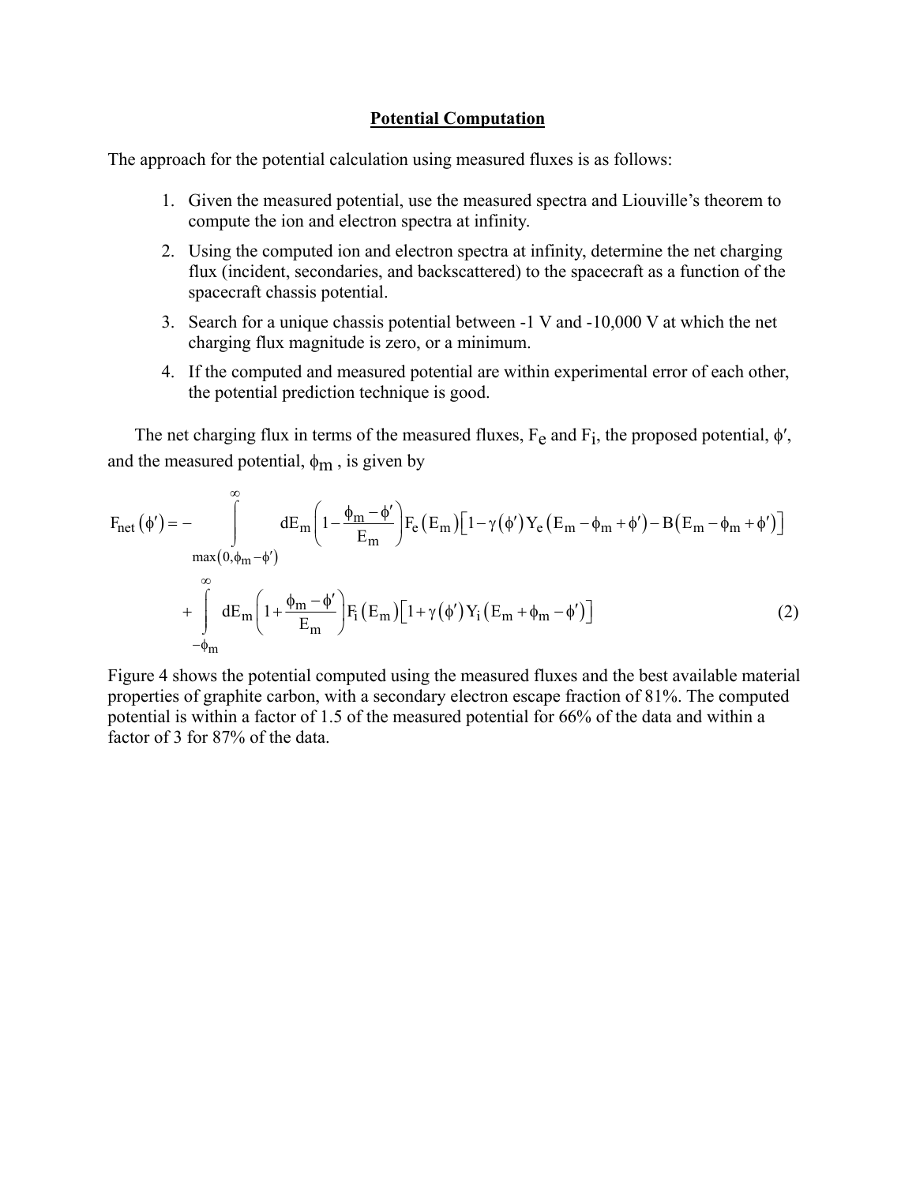## Potential Computation

The approach for the potential calculation using measured fluxes is as follows:

1. Given the measured potential, use the measured spectra and Liouville's theorem to compute the ion and electron spectra at infinity.
2. Using the computed ion and electron spectra at infinity, determine the net charging flux (incident, secondaries, and backscattered) to the spacecraft as a function of the spacecraft chassis potential.
3. Search for a unique chassis potential between -1 V and -10,000 V at which the net charging flux magnitude is zero, or a minimum.
4. If the computed and measured potential are within experimental error of each other, the potential prediction technique is good.

The net charging flux in terms of the measured fluxes, $F_e$ and $F_i$, the proposed potential, $\phi'$, and the measured potential, $\phi_m$ , is given by

$$
\begin{aligned}
F_{net}(\phi') = & -\int_{\max(0,\phi_m-\phi')}^{\infty} dE_m \left(1-\frac{\phi_m-\phi'}{E_m}\right) F_e(E_m)\left[1-\gamma(\phi')Y_e(E_m-\phi_m+\phi')-B(E_m-\phi_m+\phi')\right] \\
& +\int_{-\phi_m}^{\infty} dE_m \left(1+\frac{\phi_m-\phi'}{E_m}\right) F_i(E_m)\left[1+\gamma(\phi')Y_i(E_m+\phi_m-\phi')\right] \qquad (2)
\end{aligned}
$$

Figure 4 shows the potential computed using the measured fluxes and the best available material properties of graphite carbon, with a secondary electron escape fraction of 81%. The computed potential is within a factor of 1.5 of the measured potential for 66% of the data and within a factor of 3 for 87% of the data.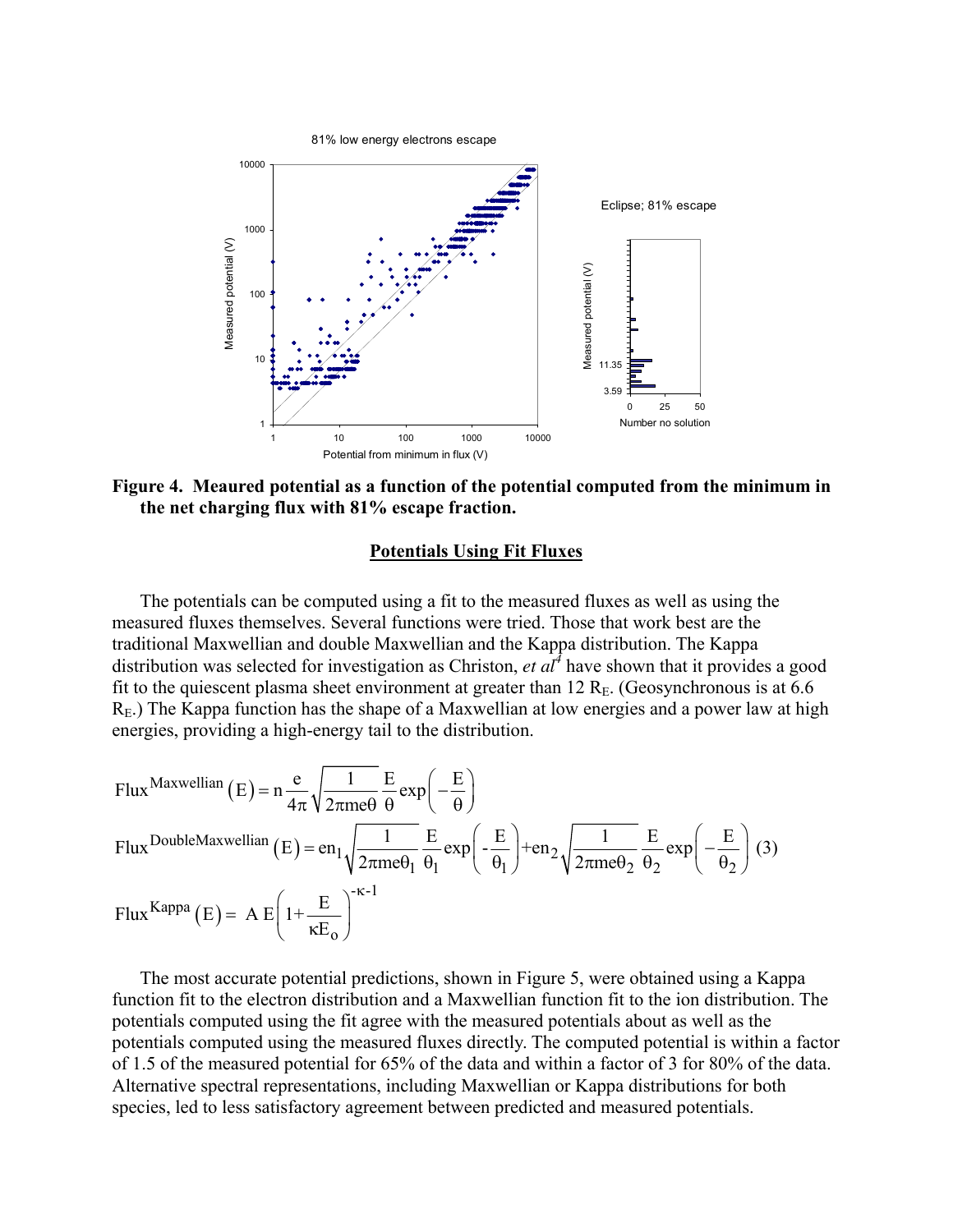81% low energy electrons escape

10000
1000
100
10
1

Measured potential (V)

1
10
100
1000
10000

Potential from minimum in flux (V)

Eclipse; 81% escape

Measured potential (V)

11.35
3.59

0
25
50

Number no solution

**Figure 4. Meaured potential as a function of the potential computed from the minimum in the net charging flux with 81% escape fraction.**

## Potentials Using Fit Fluxes

The potentials can be computed using a fit to the measured fluxes as well as using the measured fluxes themselves. Several functions were tried. Those that work best are the traditional Maxwellian and double Maxwellian and the Kappa distribution. The Kappa distribution was selected for investigation as Christon, *et al*[4] have shown that it provides a good fit to the quiescent plasma sheet environment at greater than 12 $R_E$. (Geosynchronous is at 6.6 $R_E$.) The Kappa function has the shape of a Maxwellian at low energies and a power law at high energies, providing a high-energy tail to the distribution.

$$
\begin{aligned}
&\mathrm{Flux}^{\mathrm{Maxwellian}}(E) = n\frac{e}{4\pi}\sqrt{\frac{1}{2\pi m e\theta}}\,\frac{E}{\theta}\exp\left(-\frac{E}{\theta}\right) \\
&\mathrm{Flux}^{\mathrm{DoubleMaxwellian}}(E) = e n_1\sqrt{\frac{1}{2\pi m e\theta_1}}\,\frac{E}{\theta_1}\exp\left(-\frac{E}{\theta_1}\right) + e n_2\sqrt{\frac{1}{2\pi m e\theta_2}}\,\frac{E}{\theta_2}\exp\left(-\frac{E}{\theta_2}\right) \quad (3) \\
&\mathrm{Flux}^{\mathrm{Kappa}}(E) = A\,E\left(1+\frac{E}{\kappa E_o}\right)^{-\kappa-1}
\end{aligned}
$$

The most accurate potential predictions, shown in Figure 5, were obtained using a Kappa function fit to the electron distribution and a Maxwellian function fit to the ion distribution. The potentials computed using the fit agree with the measured potentials about as well as the potentials computed using the measured fluxes directly. The computed potential is within a factor of 1.5 of the measured potential for 65% of the data and within a factor of 3 for 80% of the data. Alternative spectral representations, including Maxwellian or Kappa distributions for both species, led to less satisfactory agreement between predicted and measured potentials.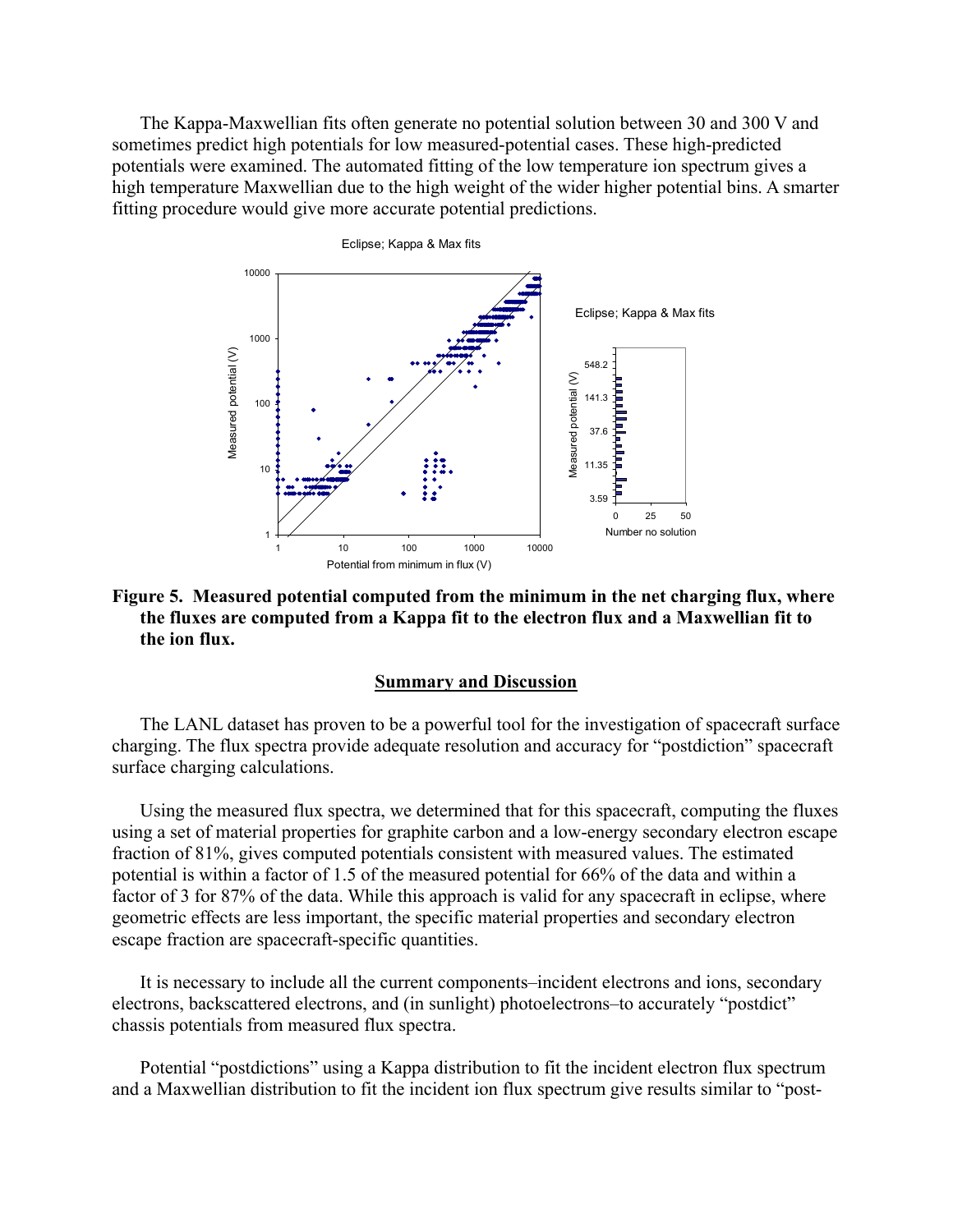The Kappa-Maxwellian fits often generate no potential solution between 30 and 300 V and sometimes predict high potentials for low measured-potential cases. These high-predicted potentials were examined. The automated fitting of the low temperature ion spectrum gives a high temperature Maxwellian due to the high weight of the wider higher potential bins. A smarter fitting procedure would give more accurate potential predictions.

Eclipse; Kappa & Max fits

Measured potential (V)

10000
1000
100
10
1

1
10
100
1000
10000

Potential from minimum in flux (V)

Eclipse; Kappa & Max fits

Measured potential (V)

548.2
141.3
37.6
11.35
3.59

0
25
50

Number no solution

**Figure 5. Measured potential computed from the minimum in the net charging flux, where the fluxes are computed from a Kappa fit to the electron flux and a Maxwellian fit to the ion flux.**

## Summary and Discussion

The LANL dataset has proven to be a powerful tool for the investigation of spacecraft surface charging. The flux spectra provide adequate resolution and accuracy for "postdiction" spacecraft surface charging calculations.

Using the measured flux spectra, we determined that for this spacecraft, computing the fluxes using a set of material properties for graphite carbon and a low-energy secondary electron escape fraction of 81%, gives computed potentials consistent with measured values. The estimated potential is within a factor of 1.5 of the measured potential for 66% of the data and within a factor of 3 for 87% of the data. While this approach is valid for any spacecraft in eclipse, where geometric effects are less important, the specific material properties and secondary electron escape fraction are spacecraft-specific quantities.

It is necessary to include all the current components–incident electrons and ions, secondary electrons, backscattered electrons, and (in sunlight) photoelectrons–to accurately "postdict" chassis potentials from measured flux spectra.

Potential "postdictions" using a Kappa distribution to fit the incident electron flux spectrum and a Maxwellian distribution to fit the incident ion flux spectrum give results similar to "post-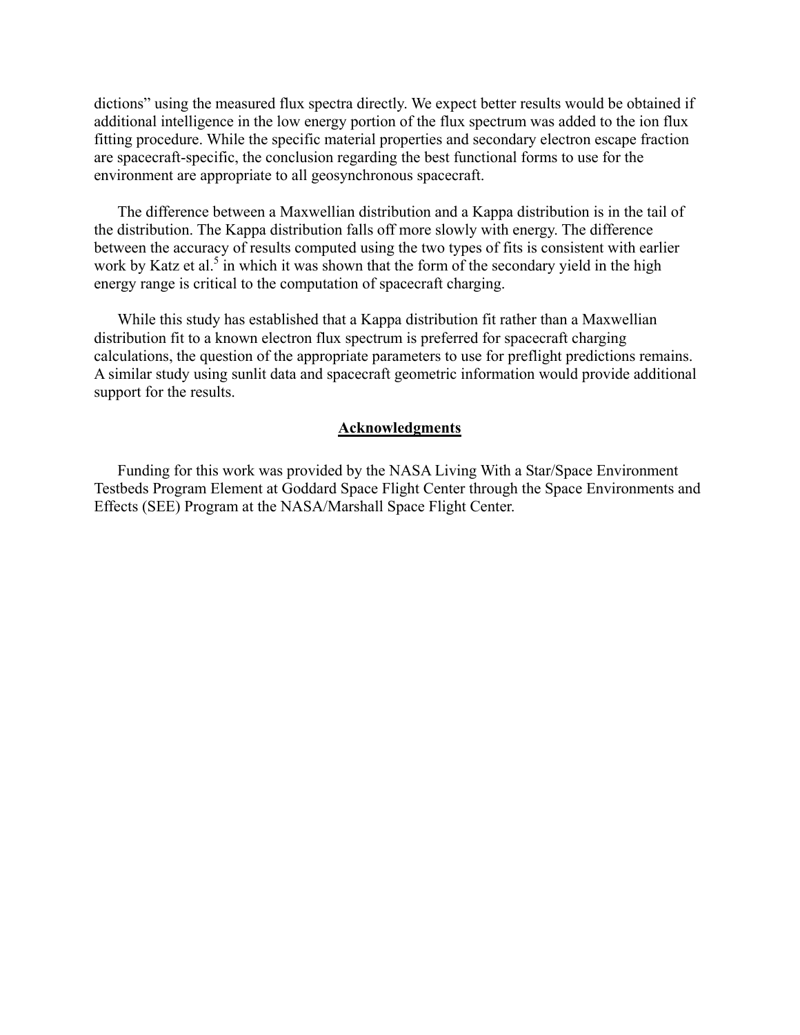dictions" using the measured flux spectra directly. We expect better results would be obtained if additional intelligence in the low energy portion of the flux spectrum was added to the ion flux fitting procedure. While the specific material properties and secondary electron escape fraction are spacecraft-specific, the conclusion regarding the best functional forms to use for the environment are appropriate to all geosynchronous spacecraft.

The difference between a Maxwellian distribution and a Kappa distribution is in the tail of the distribution. The Kappa distribution falls off more slowly with energy. The difference between the accuracy of results computed using the two types of fits is consistent with earlier work by Katz et al.[5] in which it was shown that the form of the secondary yield in the high energy range is critical to the computation of spacecraft charging.

While this study has established that a Kappa distribution fit rather than a Maxwellian distribution fit to a known electron flux spectrum is preferred for spacecraft charging calculations, the question of the appropriate parameters to use for preflight predictions remains. A similar study using sunlit data and spacecraft geometric information would provide additional support for the results.

## Acknowledgments

Funding for this work was provided by the NASA Living With a Star/Space Environment Testbeds Program Element at Goddard Space Flight Center through the Space Environments and Effects (SEE) Program at the NASA/Marshall Space Flight Center.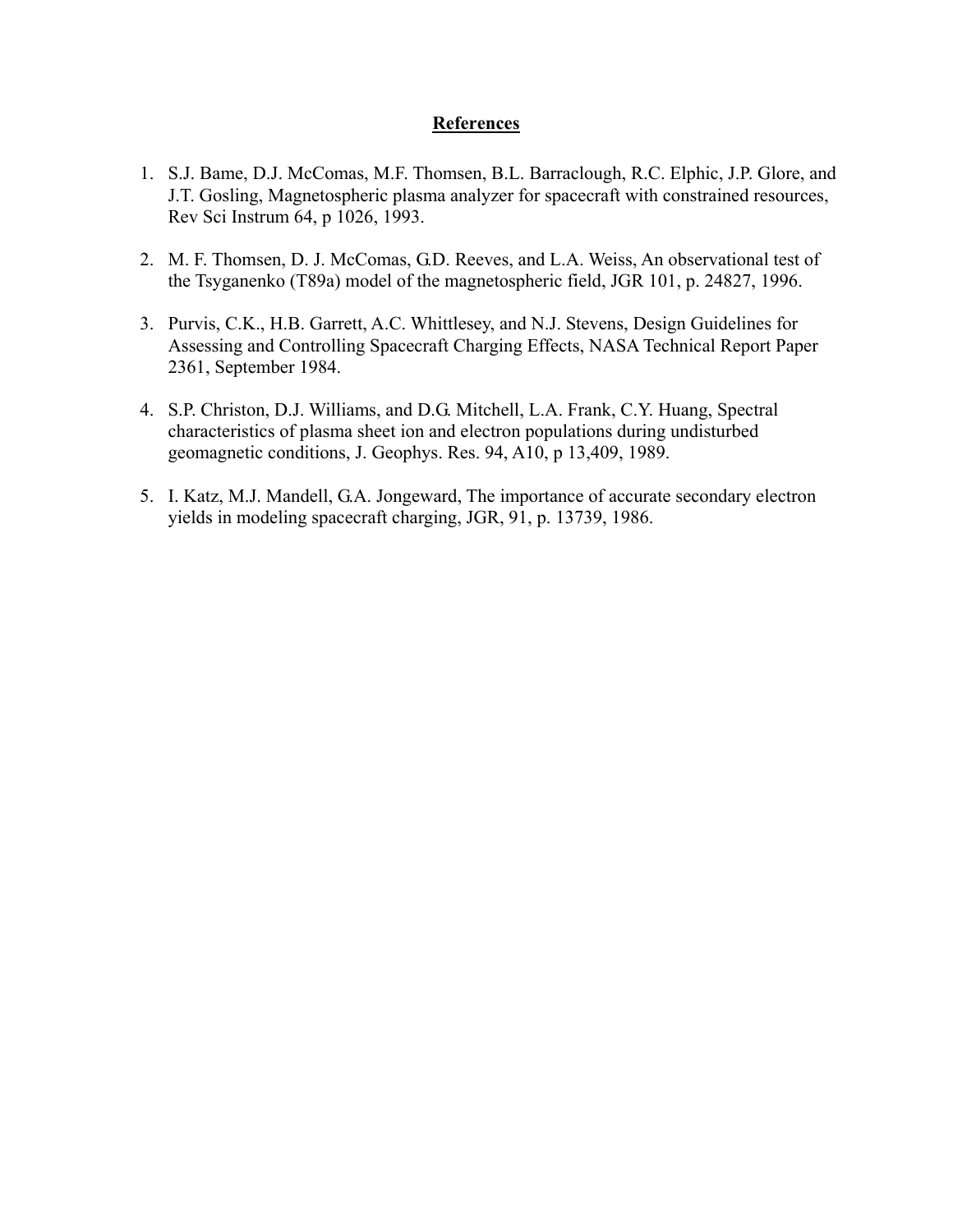## References

1. S.J. Bame, D.J. McComas, M.F. Thomsen, B.L. Barraclough, R.C. Elphic, J.P. Glore, and J.T. Gosling, Magnetospheric plasma analyzer for spacecraft with constrained resources, Rev Sci Instrum 64, p 1026, 1993.

2. M. F. Thomsen, D. J. McComas, G.D. Reeves, and L.A. Weiss, An observational test of the Tsyganenko (T89a) model of the magnetospheric field, JGR 101, p. 24827, 1996.

3. Purvis, C.K., H.B. Garrett, A.C. Whittlesey, and N.J. Stevens, Design Guidelines for Assessing and Controlling Spacecraft Charging Effects, NASA Technical Report Paper 2361, September 1984.

4. S.P. Christon, D.J. Williams, and D.G. Mitchell, L.A. Frank, C.Y. Huang, Spectral characteristics of plasma sheet ion and electron populations during undisturbed geomagnetic conditions, J. Geophys. Res. 94, A10, p 13,409, 1989.

5. I. Katz, M.J. Mandell, G.A. Jongeward, The importance of accurate secondary electron yields in modeling spacecraft charging, JGR, 91, p. 13739, 1986.